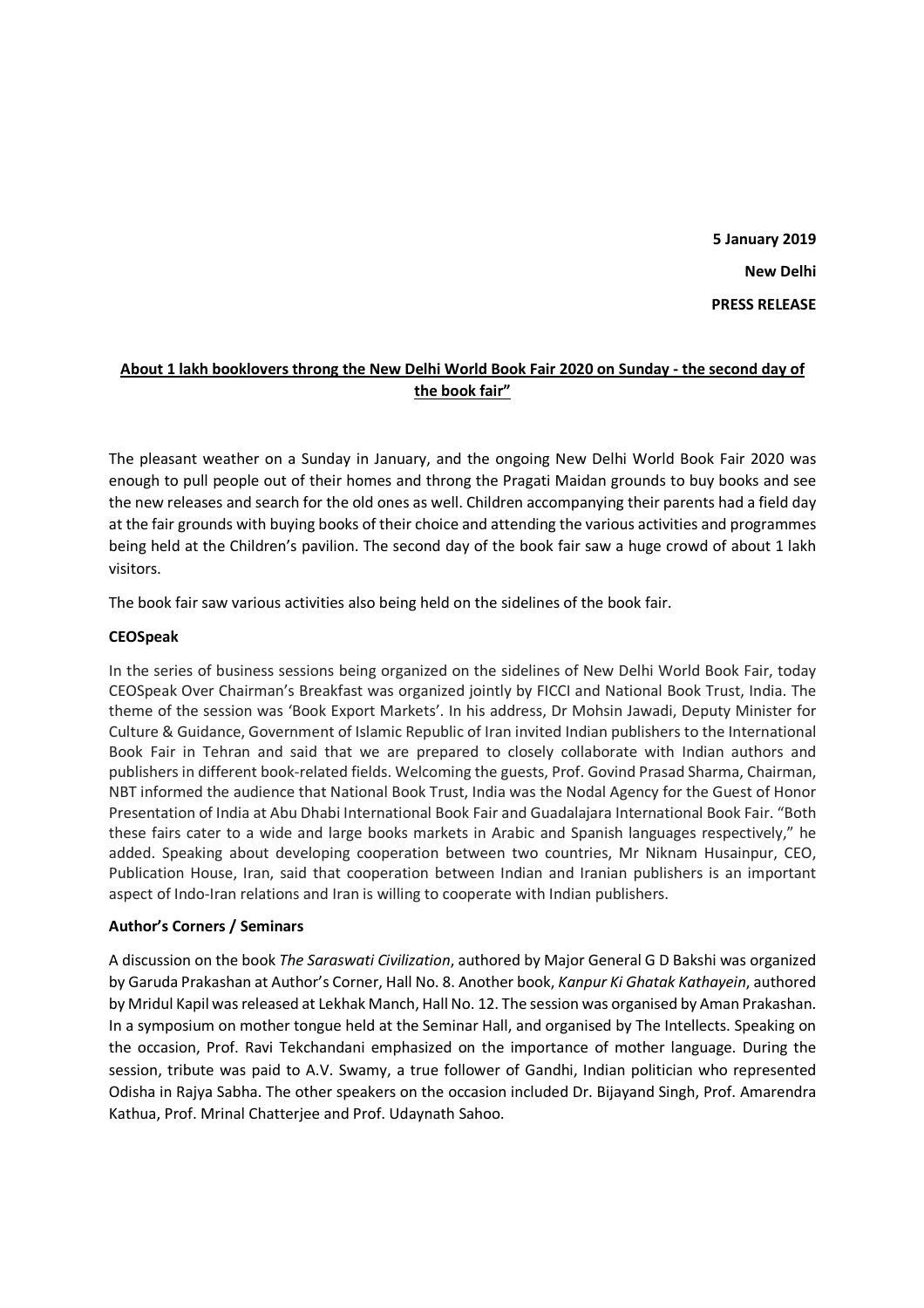**5 January 2019**

**New Delhi**

**PRESS RELEASE**

**About 1 lakh booklovers throng the New Delhi World Book Fair 2020 on Sunday - the second day of the book fair"**

The pleasant weather on a Sunday in January, and the ongoing New Delhi World Book Fair 2020 was enough to pull people out of their homes and throng the Pragati Maidan grounds to buy books and see the new releases and search for the old ones as well. Children accompanying their parents had a field day at the fair grounds with buying books of their choice and attending the various activities and programmes being held at the Children's pavilion. The second day of the book fair saw a huge crowd of about 1 lakh visitors.

The book fair saw various activities also being held on the sidelines of the book fair.

**CEOSpeak**

In the series of business sessions being organized on the sidelines of New Delhi World Book Fair, today CEOSpeak Over Chairman's Breakfast was organized jointly by FICCI and National Book Trust, India. The theme of the session was 'Book Export Markets'. In his address, Dr Mohsin Jawadi, Deputy Minister for Culture & Guidance, Government of Islamic Republic of Iran invited Indian publishers to the International Book Fair in Tehran and said that we are prepared to closely collaborate with Indian authors and publishers in different book-related fields. Welcoming the guests, Prof. Govind Prasad Sharma, Chairman, NBT informed the audience that National Book Trust, India was the Nodal Agency for the Guest of Honor Presentation of India at Abu Dhabi International Book Fair and Guadalajara International Book Fair. "Both these fairs cater to a wide and large books markets in Arabic and Spanish languages respectively," he added. Speaking about developing cooperation between two countries, Mr Niknam Husainpur, CEO, Publication House, Iran, said that cooperation between Indian and Iranian publishers is an important aspect of Indo-Iran relations and Iran is willing to cooperate with Indian publishers.

**Author's Corners / Seminars**

A discussion on the book *The Saraswati Civilization*, authored by Major General G D Bakshi was organized by Garuda Prakashan at Author's Corner, Hall No. 8. Another book, *Kanpur Ki Ghatak Kathayein*, authored by Mridul Kapil was released at Lekhak Manch, Hall No. 12. The session was organised by Aman Prakashan. In a symposium on mother tongue held at the Seminar Hall, and organised by The Intellects. Speaking on the occasion, Prof. Ravi Tekchandani emphasized on the importance of mother language. During the session, tribute was paid to A.V. Swamy, a true follower of Gandhi, Indian politician who represented Odisha in Rajya Sabha. The other speakers on the occasion included Dr. Bijayand Singh, Prof. Amarendra Kathua, Prof. Mrinal Chatterjee and Prof. Udaynath Sahoo.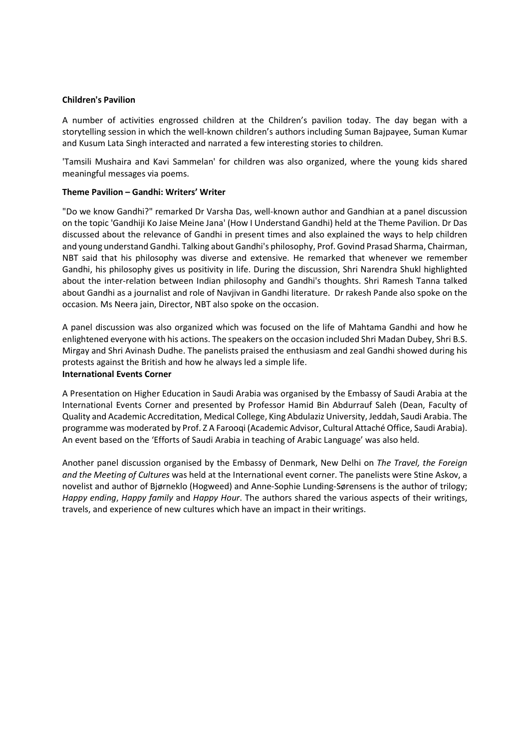**Children's Pavilion**

A number of activities engrossed children at the Children's pavilion today. The day began with a storytelling session in which the well-known children's authors including Suman Bajpayee, Suman Kumar and Kusum Lata Singh interacted and narrated a few interesting stories to children.

'Tamsili Mushaira and Kavi Sammelan' for children was also organized, where the young kids shared meaningful messages via poems.

**Theme Pavilion – Gandhi: Writers' Writer**

"Do we know Gandhi?" remarked Dr Varsha Das, well-known author and Gandhian at a panel discussion on the topic 'Gandhiji Ko Jaise Meine Jana' (How I Understand Gandhi) held at the Theme Pavilion. Dr Das discussed about the relevance of Gandhi in present times and also explained the ways to help children and young understand Gandhi. Talking about Gandhi's philosophy, Prof. Govind Prasad Sharma, Chairman, NBT said that his philosophy was diverse and extensive. He remarked that whenever we remember Gandhi, his philosophy gives us positivity in life. During the discussion, Shri Narendra Shukl highlighted about the inter-relation between Indian philosophy and Gandhi's thoughts. Shri Ramesh Tanna talked about Gandhi as a journalist and role of Navjivan in Gandhi literature. Dr rakesh Pande also spoke on the occasion. Ms Neera jain, Director, NBT also spoke on the occasion.

A panel discussion was also organized which was focused on the life of Mahtama Gandhi and how he enlightened everyone with his actions. The speakers on the occasion included Shri Madan Dubey, Shri B.S. Mirgay and Shri Avinash Dudhe. The panelists praised the enthusiasm and zeal Gandhi showed during his protests against the British and how he always led a simple life.

**International Events Corner**

A Presentation on Higher Education in Saudi Arabia was organised by the Embassy of Saudi Arabia at the International Events Corner and presented by Professor Hamid Bin Abdurrauf Saleh (Dean, Faculty of Quality and Academic Accreditation, Medical College, King Abdulaziz University, Jeddah, Saudi Arabia. The programme was moderated by Prof. Z A Farooqi (Academic Advisor, Cultural Attaché Office, Saudi Arabia). An event based on the 'Efforts of Saudi Arabia in teaching of Arabic Language' was also held.

Another panel discussion organised by the Embassy of Denmark, New Delhi on *The Travel, the Foreign and the Meeting of Cultures* was held at the International event corner. The panelists were Stine Askov, a novelist and author of Bjørneklo (Hogweed) and Anne-Sophie Lunding-Sørensens is the author of trilogy; *Happy ending*, *Happy family* and *Happy Hour*. The authors shared the various aspects of their writings, travels, and experience of new cultures which have an impact in their writings.